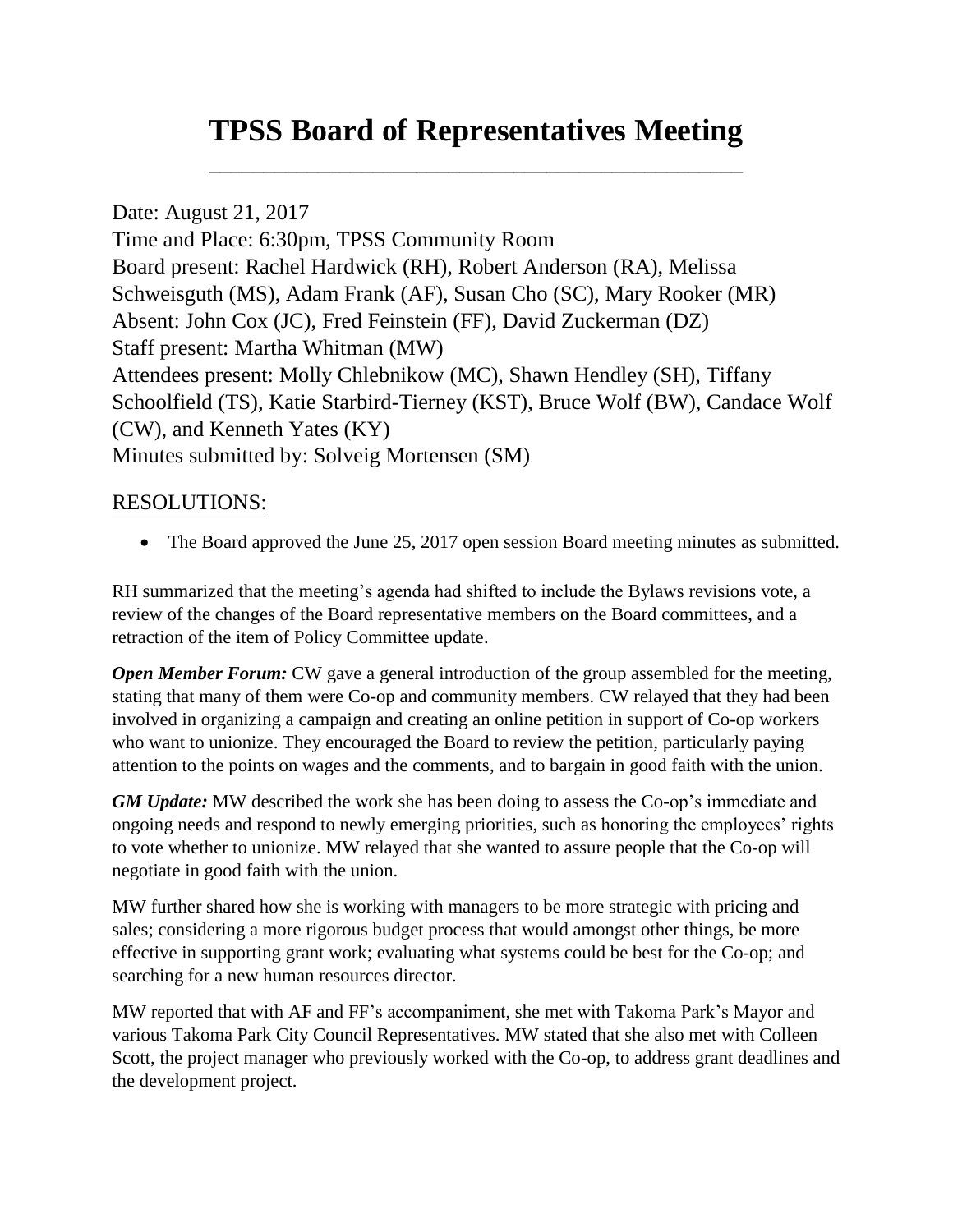# TPSS Board of Representatives Meeting

Date: August 21, 2017
Time and Place: 6:30pm, TPSS Community Room
Board present: Rachel Hardwick (RH), Robert Anderson (RA), Melissa Schweisguth (MS), Adam Frank (AF), Susan Cho (SC), Mary Rooker (MR)
Absent: John Cox (JC), Fred Feinstein (FF), David Zuckerman (DZ)
Staff present: Martha Whitman (MW)
Attendees present: Molly Chlebnikow (MC), Shawn Hendley (SH), Tiffany Schoolfield (TS), Katie Starbird-Tierney (KST), Bruce Wolf (BW), Candace Wolf (CW), and Kenneth Yates (KY)
Minutes submitted by: Solveig Mortensen (SM)

## RESOLUTIONS:

- The Board approved the June 25, 2017 open session Board meeting minutes as submitted.

RH summarized that the meeting's agenda had shifted to include the Bylaws revisions vote, a review of the changes of the Board representative members on the Board committees, and a retraction of the item of Policy Committee update.

***Open Member Forum:*** CW gave a general introduction of the group assembled for the meeting, stating that many of them were Co-op and community members. CW relayed that they had been involved in organizing a campaign and creating an online petition in support of Co-op workers who want to unionize. They encouraged the Board to review the petition, particularly paying attention to the points on wages and the comments, and to bargain in good faith with the union.

***GM Update:*** MW described the work she has been doing to assess the Co-op's immediate and ongoing needs and respond to newly emerging priorities, such as honoring the employees' rights to vote whether to unionize. MW relayed that she wanted to assure people that the Co-op will negotiate in good faith with the union.

MW further shared how she is working with managers to be more strategic with pricing and sales; considering a more rigorous budget process that would amongst other things, be more effective in supporting grant work; evaluating what systems could be best for the Co-op; and searching for a new human resources director.

MW reported that with AF and FF's accompaniment, she met with Takoma Park's Mayor and various Takoma Park City Council Representatives. MW stated that she also met with Colleen Scott, the project manager who previously worked with the Co-op, to address grant deadlines and the development project.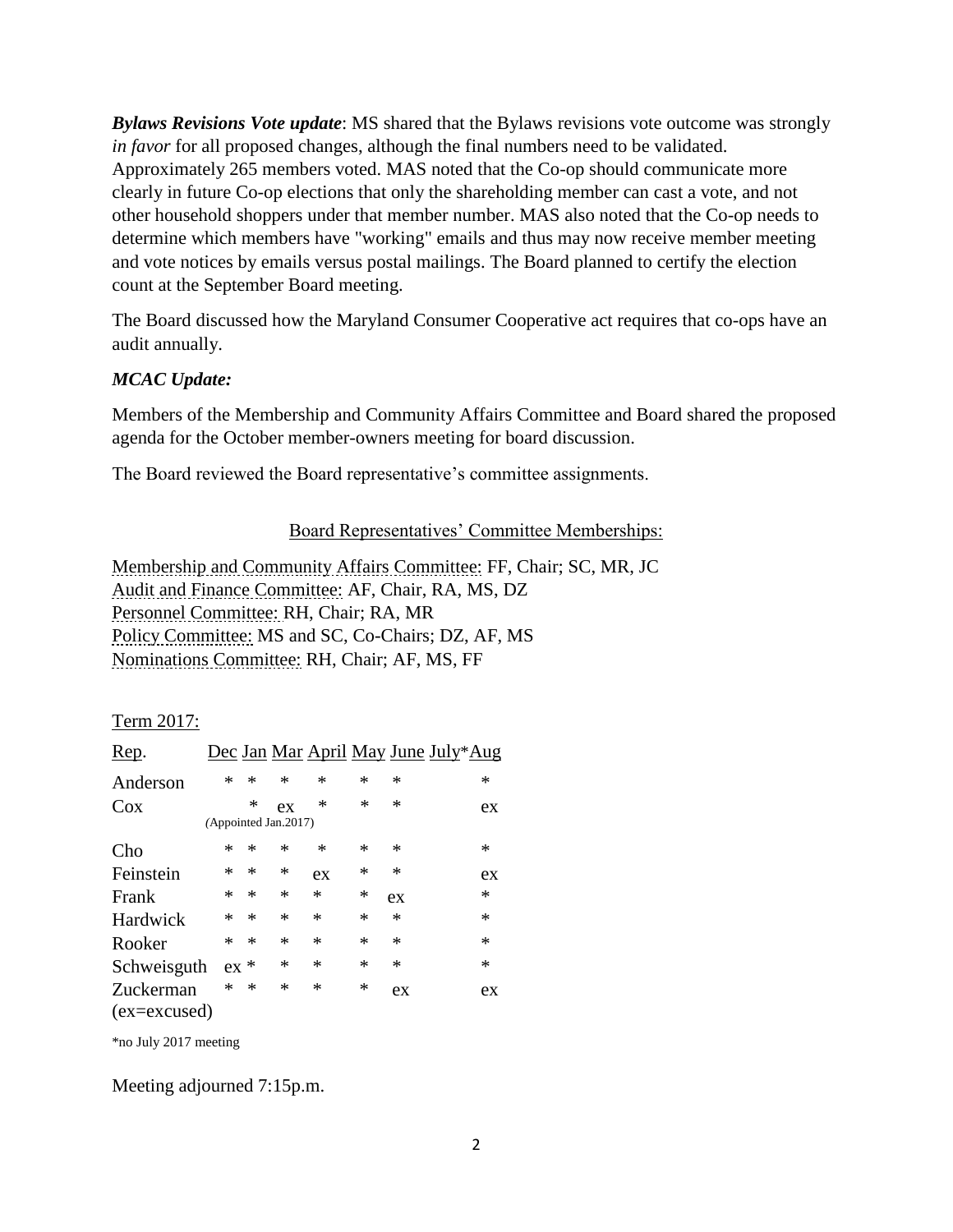***Bylaws Revisions Vote update***: MS shared that the Bylaws revisions vote outcome was strongly *in favor* for all proposed changes, although the final numbers need to be validated. Approximately 265 members voted. MAS noted that the Co-op should communicate more clearly in future Co-op elections that only the shareholding member can cast a vote, and not other household shoppers under that member number. MAS also noted that the Co-op needs to determine which members have "working" emails and thus may now receive member meeting and vote notices by emails versus postal mailings. The Board planned to certify the election count at the September Board meeting.

The Board discussed how the Maryland Consumer Cooperative act requires that co-ops have an audit annually.

***MCAC Update:***

Members of the Membership and Community Affairs Committee and Board shared the proposed agenda for the October member-owners meeting for board discussion.

The Board reviewed the Board representative's committee assignments.

Board Representatives' Committee Memberships:

Membership and Community Affairs Committee: FF, Chair; SC, MR, JC
Audit and Finance Committee: AF, Chair, RA, MS, DZ
Personnel Committee: RH, Chair; RA, MR
Policy Committee: MS and SC, Co-Chairs; DZ, AF, MS
Nominations Committee: RH, Chair; AF, MS, FF

Term 2017:

| Rep. | Dec | Jan | Mar | April | May | June | July* | Aug |
|---|---|---|---|---|---|---|---|---|
| Anderson | * | * | * | * | * | * | | * |
| Cox (Appointed Jan.2017) | | * | ex | * | * | * | | ex |
| Cho | * | * | * | * | * | * | | * |
| Feinstein | * | * | * | ex | * | * | | ex |
| Frank | * | * | * | * | * | ex | | * |
| Hardwick | * | * | * | * | * | * | | * |
| Rooker | * | * | * | * | * | * | | * |
| Schweisguth | ex | * | * | * | * | * | | * |
| Zuckerman | * | * | * | * | * | ex | | ex |

(ex=excused)

*no July 2017 meeting

Meeting adjourned 7:15p.m.